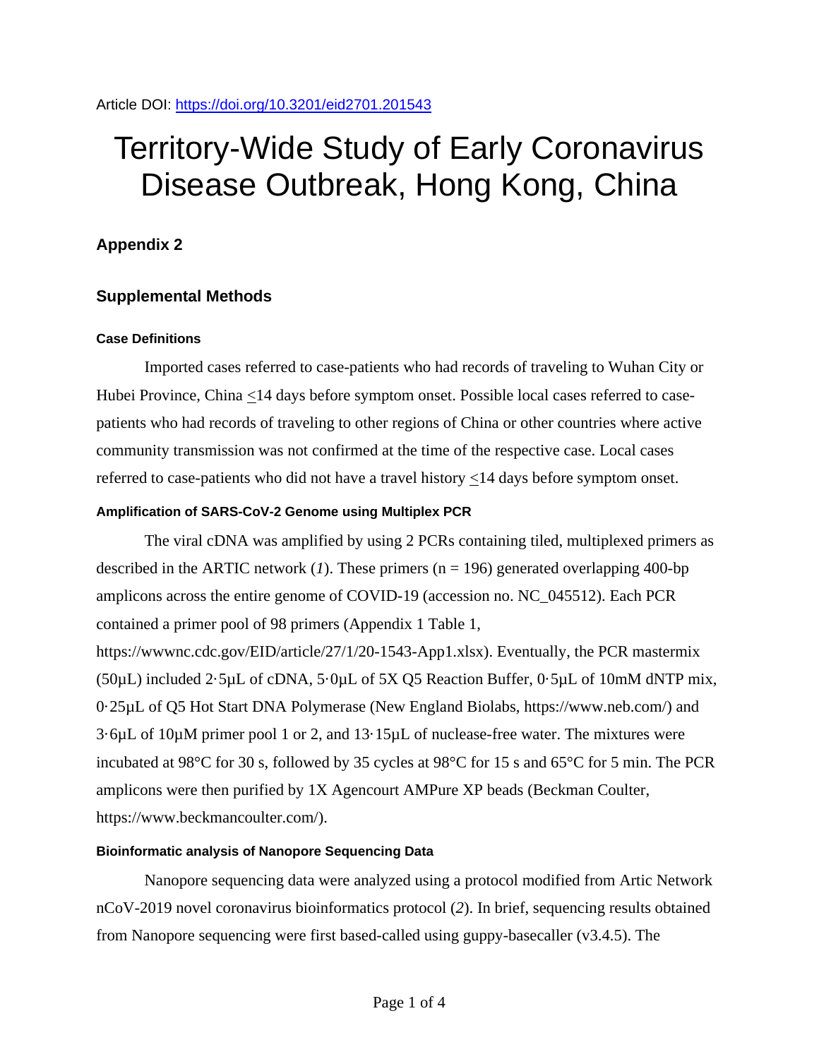Article DOI: https://doi.org/10.3201/eid2701.201543

# Territory-Wide Study of Early Coronavirus Disease Outbreak, Hong Kong, China

## Appendix 2

## Supplemental Methods

### Case Definitions

Imported cases referred to case-patients who had records of traveling to Wuhan City or Hubei Province, China ≤14 days before symptom onset. Possible local cases referred to case-patients who had records of traveling to other regions of China or other countries where active community transmission was not confirmed at the time of the respective case. Local cases referred to case-patients who did not have a travel history ≤14 days before symptom onset.

### Amplification of SARS-CoV-2 Genome using Multiplex PCR

The viral cDNA was amplified by using 2 PCRs containing tiled, multiplexed primers as described in the ARTIC network (*1*). These primers (n = 196) generated overlapping 400-bp amplicons across the entire genome of COVID-19 (accession no. NC_045512). Each PCR contained a primer pool of 98 primers (Appendix 1 Table 1, https://wwwnc.cdc.gov/EID/article/27/1/20-1543-App1.xlsx). Eventually, the PCR mastermix (50μL) included 2·5μL of cDNA, 5·0μL of 5X Q5 Reaction Buffer, 0·5μL of 10mM dNTP mix, 0·25μL of Q5 Hot Start DNA Polymerase (New England Biolabs, https://www.neb.com/) and 3·6μL of 10μM primer pool 1 or 2, and 13·15μL of nuclease-free water. The mixtures were incubated at 98°C for 30 s, followed by 35 cycles at 98°C for 15 s and 65°C for 5 min. The PCR amplicons were then purified by 1X Agencourt AMPure XP beads (Beckman Coulter, https://www.beckmancoulter.com/).

### Bioinformatic analysis of Nanopore Sequencing Data

Nanopore sequencing data were analyzed using a protocol modified from Artic Network nCoV-2019 novel coronavirus bioinformatics protocol (*2*). In brief, sequencing results obtained from Nanopore sequencing were first based-called using guppy-basecaller (v3.4.5). The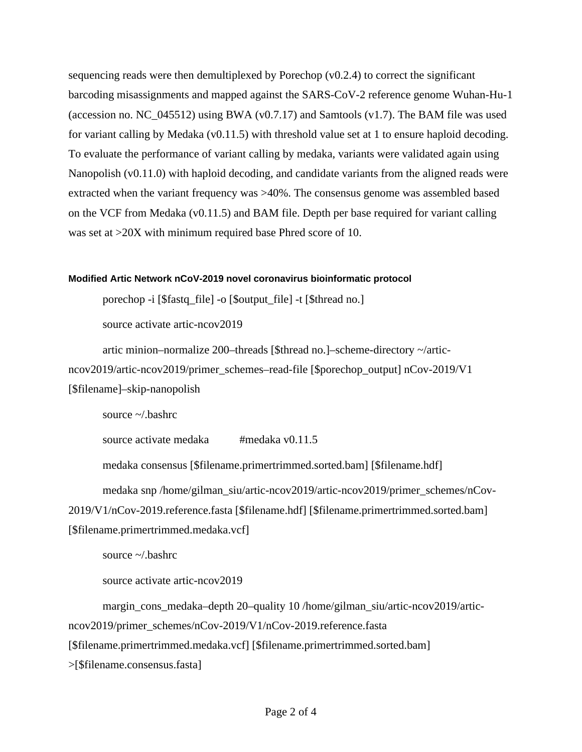sequencing reads were then demultiplexed by Porechop (v0.2.4) to correct the significant barcoding misassignments and mapped against the SARS-CoV-2 reference genome Wuhan-Hu-1 (accession no. NC_045512) using BWA (v0.7.17) and Samtools (v1.7). The BAM file was used for variant calling by Medaka (v0.11.5) with threshold value set at 1 to ensure haploid decoding. To evaluate the performance of variant calling by medaka, variants were validated again using Nanopolish (v0.11.0) with haploid decoding, and candidate variants from the aligned reads were extracted when the variant frequency was >40%. The consensus genome was assembled based on the VCF from Medaka (v0.11.5) and BAM file. Depth per base required for variant calling was set at >20X with minimum required base Phred score of 10.

#### Modified Artic Network nCoV-2019 novel coronavirus bioinformatic protocol

porechop -i [$fastq_file] -o [$output_file] -t [$thread no.]

source activate artic-ncov2019

artic minion–normalize 200–threads [$thread no.]–scheme-directory ~/artic-ncov2019/artic-ncov2019/primer_schemes–read-file [$porechop_output] nCov-2019/V1 [$filename]–skip-nanopolish

source ~/.bashrc

source activate medaka #medaka v0.11.5

medaka consensus [$filename.primertrimmed.sorted.bam] [$filename.hdf]

medaka snp /home/gilman_siu/artic-ncov2019/artic-ncov2019/primer_schemes/nCov-2019/V1/nCov-2019.reference.fasta [$filename.hdf] [$filename.primertrimmed.sorted.bam] [$filename.primertrimmed.medaka.vcf]

source ~/.bashrc

source activate artic-ncov2019

margin_cons_medaka–depth 20–quality 10 /home/gilman_siu/artic-ncov2019/artic-ncov2019/primer_schemes/nCov-2019/V1/nCov-2019.reference.fasta [$filename.primertrimmed.medaka.vcf] [$filename.primertrimmed.sorted.bam] >[$filename.consensus.fasta]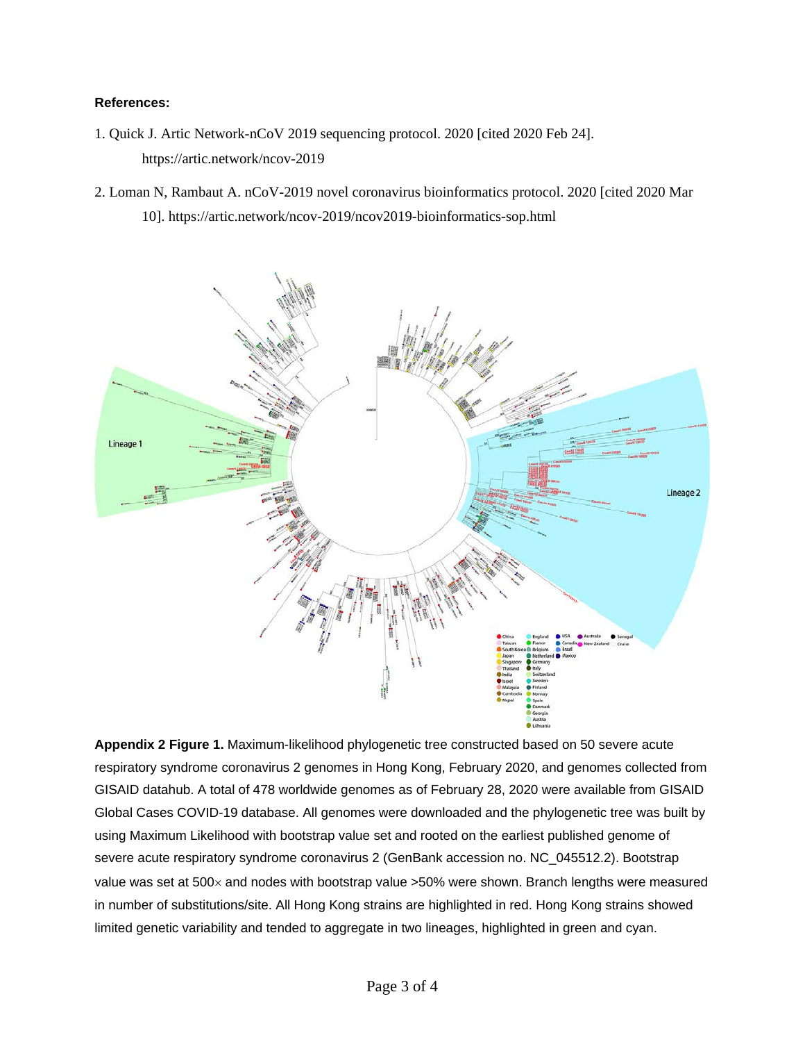**References:**

1. Quick J. Artic Network-nCoV 2019 sequencing protocol. 2020 [cited 2020 Feb 24]. https://artic.network/ncov-2019

2. Loman N, Rambaut A. nCoV-2019 novel coronavirus bioinformatics protocol. 2020 [cited 2020 Mar 10]. https://artic.network/ncov-2019/ncov2019-bioinformatics-sop.html

**Appendix 2 Figure 1.** Maximum-likelihood phylogenetic tree constructed based on 50 severe acute respiratory syndrome coronavirus 2 genomes in Hong Kong, February 2020, and genomes collected from GISAID datahub. A total of 478 worldwide genomes as of February 28, 2020 were available from GISAID Global Cases COVID-19 database. All genomes were downloaded and the phylogenetic tree was built by using Maximum Likelihood with bootstrap value set and rooted on the earliest published genome of severe acute respiratory syndrome coronavirus 2 (GenBank accession no. NC_045512.2). Bootstrap value was set at 500× and nodes with bootstrap value >50% were shown. Branch lengths were measured in number of substitutions/site. All Hong Kong strains are highlighted in red. Hong Kong strains showed limited genetic variability and tended to aggregate in two lineages, highlighted in green and cyan.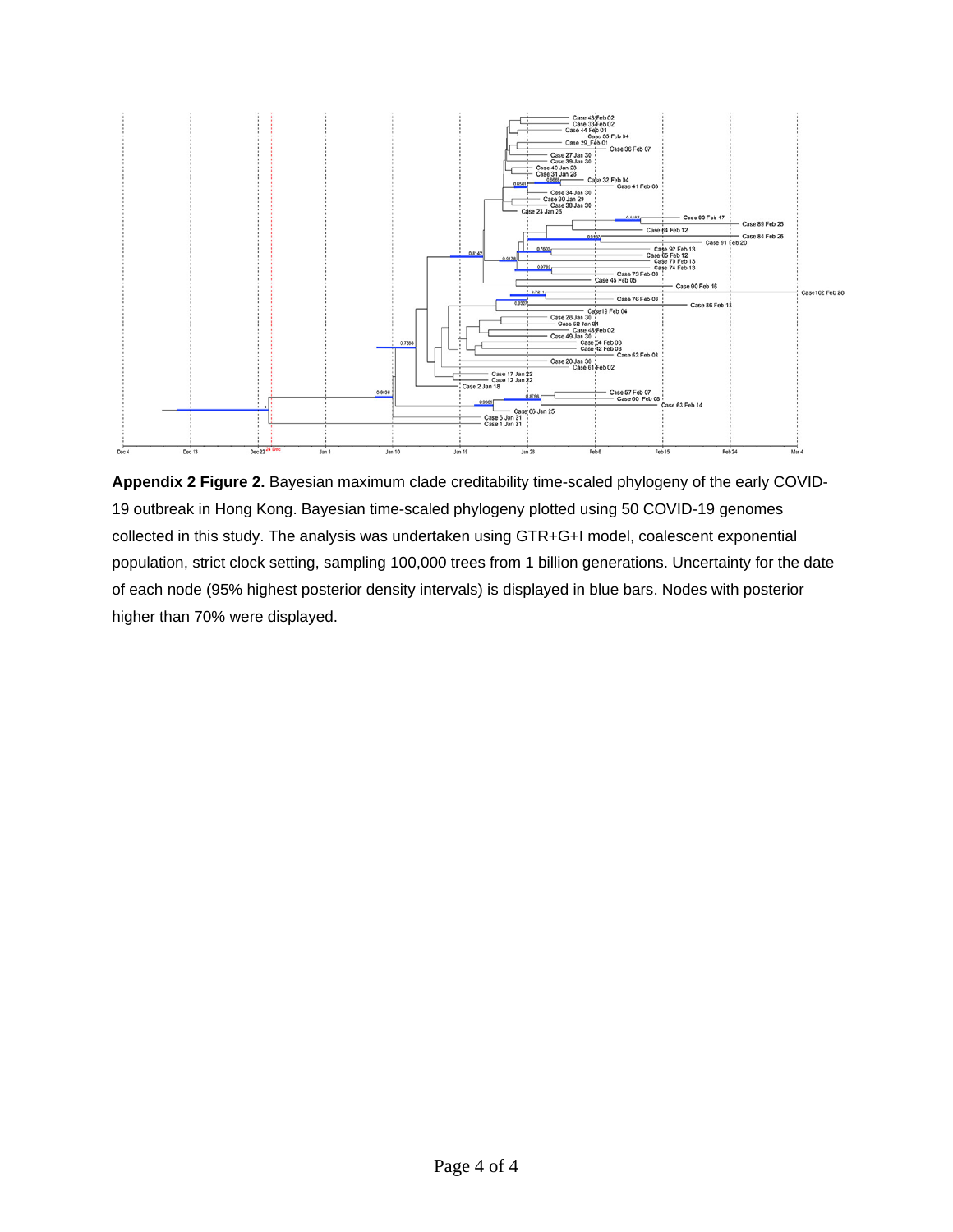Case 43 Feb 02
Case 33 Feb 02
Case 44 Feb 01
Case 35 Feb 04
Case 29 Feb 01
Case 36 Feb 07
Case 27 Jan 30
Case 39 Jan 30
Case 40 Jan 28
Case 31 Jan 28
0.8581
0.8666
Case 32 Feb 04
Case 41 Feb 05
Case 34 Jan 30
Case 30 Jan 29
Case 38 Jan 30
Case 23 Jan 26
0.4187
Case 93 Feb 17
Case 89 Feb 25
Case 64 Feb 12
0.9357
Case 84 Feb 25
Case 91 Feb 20
0.8142
0.7600
Case 92 Feb 13
0.9178
Case 65 Feb 12
Case 70 Feb 13
0.9792
Case 74 Feb 13
Case 73 Feb 08
Case 45 Feb 05
Case 90 Feb 16
Case102 Feb 28
0.7211
Case 76 Feb 09
0.9309
Case 86 Feb 18
Case19 Feb 04
Case 28 Jan 30
Case 52 Jan 31
Case 48 Feb 02
Case 49 Jan 30
0.7888
Case 54 Feb 03
Case 42 Feb 03
Case 53 Feb 08
Case 20 Jan 30
Case 61 Feb 02
Case 17 Jan 22
Case 12 Jan 22
Case 2 Jan 18
0.9656
Case 57 Feb 07
0.8766
Case 60 Feb 08
0.9098
Case 63 Feb 14
1
Case 66 Jan 25
Case 6 Jan 21
Case 1 Jan 21

Dec 4
Dec 13
Dec 22
24 Dec
Jan 1
Jan 10
Jan 19
Jan 28
Feb 6
Feb 15
Feb 24
Mar 4

**Appendix 2 Figure 2.** Bayesian maximum clade creditability time-scaled phylogeny of the early COVID-19 outbreak in Hong Kong. Bayesian time-scaled phylogeny plotted using 50 COVID-19 genomes collected in this study. The analysis was undertaken using GTR+G+I model, coalescent exponential population, strict clock setting, sampling 100,000 trees from 1 billion generations. Uncertainty for the date of each node (95% highest posterior density intervals) is displayed in blue bars. Nodes with posterior higher than 70% were displayed.